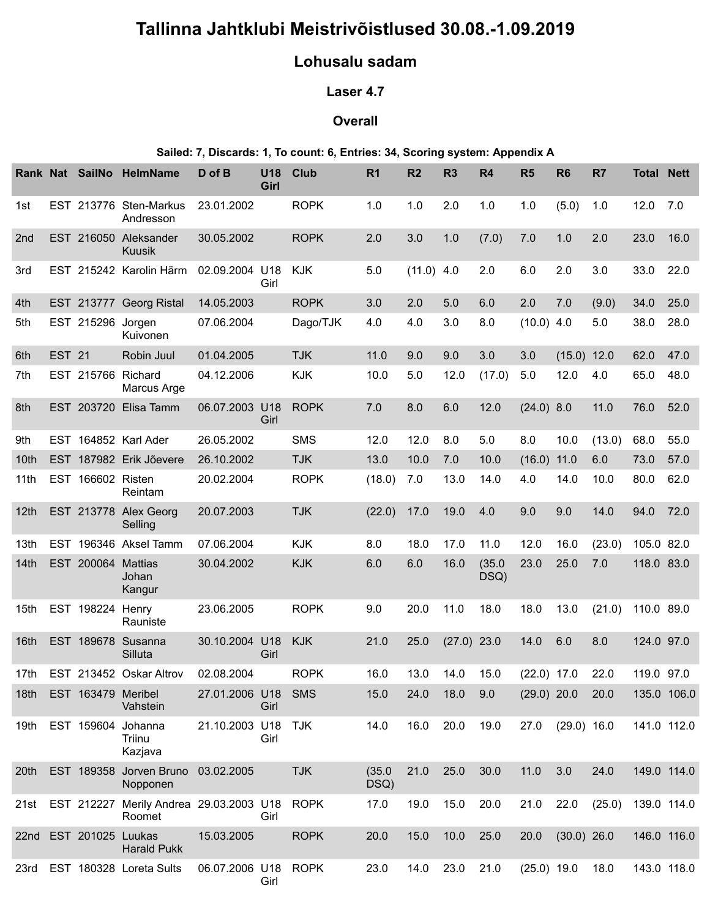# Tallinna Jahtklubi Meistrivõistlused 30.08.-1.09.2019

## Lohusalu sadam

### Laser 4.7

### Overall

**Sailed: 7, Discards: 1, To count: 6, Entries: 34, Scoring system: Appendix A**

| Rank | Nat | SailNo | HelmName | D of B | U18 Girl | Club | R1 | R2 | R3 | R4 | R5 | R6 | R7 | Total | Nett |
|---|---|---|---|---|---|---|---|---|---|---|---|---|---|---|---|
| 1st | EST | 213776 | Sten-Markus Andresson | 23.01.2002 | | ROPK | 1.0 | 1.0 | 2.0 | 1.0 | 1.0 | (5.0) | 1.0 | 12.0 | 7.0 |
| 2nd | EST | 216050 | Aleksander Kuusik | 30.05.2002 | | ROPK | 2.0 | 3.0 | 1.0 | (7.0) | 7.0 | 1.0 | 2.0 | 23.0 | 16.0 |
| 3rd | EST | 215242 | Karolin Härm | 02.09.2004 | U18 Girl | KJK | 5.0 | (11.0) | 4.0 | 2.0 | 6.0 | 2.0 | 3.0 | 33.0 | 22.0 |
| 4th | EST | 213777 | Georg Ristal | 14.05.2003 | | ROPK | 3.0 | 2.0 | 5.0 | 6.0 | 2.0 | 7.0 | (9.0) | 34.0 | 25.0 |
| 5th | EST | 215296 | Jorgen Kuivonen | 07.06.2004 | | Dago/TJK | 4.0 | 4.0 | 3.0 | 8.0 | (10.0) | 4.0 | 5.0 | 38.0 | 28.0 |
| 6th | EST | 21 | Robin Juul | 01.04.2005 | | TJK | 11.0 | 9.0 | 9.0 | 3.0 | 3.0 | (15.0) | 12.0 | 62.0 | 47.0 |
| 7th | EST | 215766 | Richard Marcus Arge | 04.12.2006 | | KJK | 10.0 | 5.0 | 12.0 | (17.0) | 5.0 | 12.0 | 4.0 | 65.0 | 48.0 |
| 8th | EST | 203720 | Elisa Tamm | 06.07.2003 | U18 Girl | ROPK | 7.0 | 8.0 | 6.0 | 12.0 | (24.0) | 8.0 | 11.0 | 76.0 | 52.0 |
| 9th | EST | 164852 | Karl Ader | 26.05.2002 | | SMS | 12.0 | 12.0 | 8.0 | 5.0 | 8.0 | 10.0 | (13.0) | 68.0 | 55.0 |
| 10th | EST | 187982 | Erik Jõevere | 26.10.2002 | | TJK | 13.0 | 10.0 | 7.0 | 10.0 | (16.0) | 11.0 | 6.0 | 73.0 | 57.0 |
| 11th | EST | 166602 | Risten Reintam | 20.02.2004 | | ROPK | (18.0) | 7.0 | 13.0 | 14.0 | 4.0 | 14.0 | 10.0 | 80.0 | 62.0 |
| 12th | EST | 213778 | Alex Georg Selling | 20.07.2003 | | TJK | (22.0) | 17.0 | 19.0 | 4.0 | 9.0 | 9.0 | 14.0 | 94.0 | 72.0 |
| 13th | EST | 196346 | Aksel Tamm | 07.06.2004 | | KJK | 8.0 | 18.0 | 17.0 | 11.0 | 12.0 | 16.0 | (23.0) | 105.0 | 82.0 |
| 14th | EST | 200064 | Mattias Johan Kangur | 30.04.2002 | | KJK | 6.0 | 6.0 | 16.0 | (35.0 DSQ) | 23.0 | 25.0 | 7.0 | 118.0 | 83.0 |
| 15th | EST | 198224 | Henry Rauniste | 23.06.2005 | | ROPK | 9.0 | 20.0 | 11.0 | 18.0 | 18.0 | 13.0 | (21.0) | 110.0 | 89.0 |
| 16th | EST | 189678 | Susanna Silluta | 30.10.2004 | U18 Girl | KJK | 21.0 | 25.0 | (27.0) | 23.0 | 14.0 | 6.0 | 8.0 | 124.0 | 97.0 |
| 17th | EST | 213452 | Oskar Altrov | 02.08.2004 | | ROPK | 16.0 | 13.0 | 14.0 | 15.0 | (22.0) | 17.0 | 22.0 | 119.0 | 97.0 |
| 18th | EST | 163479 | Meribel Vahstein | 27.01.2006 | U18 Girl | SMS | 15.0 | 24.0 | 18.0 | 9.0 | (29.0) | 20.0 | 20.0 | 135.0 | 106.0 |
| 19th | EST | 159604 | Johanna Triinu Kazjava | 21.10.2003 | U18 Girl | TJK | 14.0 | 16.0 | 20.0 | 19.0 | 27.0 | (29.0) | 16.0 | 141.0 | 112.0 |
| 20th | EST | 189358 | Jorven Bruno Nopponen | 03.02.2005 | | TJK | (35.0 DSQ) | 21.0 | 25.0 | 30.0 | 11.0 | 3.0 | 24.0 | 149.0 | 114.0 |
| 21st | EST | 212227 | Merily Andrea Roomet | 29.03.2003 | U18 Girl | ROPK | 17.0 | 19.0 | 15.0 | 20.0 | 21.0 | 22.0 | (25.0) | 139.0 | 114.0 |
| 22nd | EST | 201025 | Luukas Harald Pukk | 15.03.2005 | | ROPK | 20.0 | 15.0 | 10.0 | 25.0 | 20.0 | (30.0) | 26.0 | 146.0 | 116.0 |
| 23rd | EST | 180328 | Loreta Sults | 06.07.2006 | U18 Girl | ROPK | 23.0 | 14.0 | 23.0 | 21.0 | (25.0) | 19.0 | 18.0 | 143.0 | 118.0 |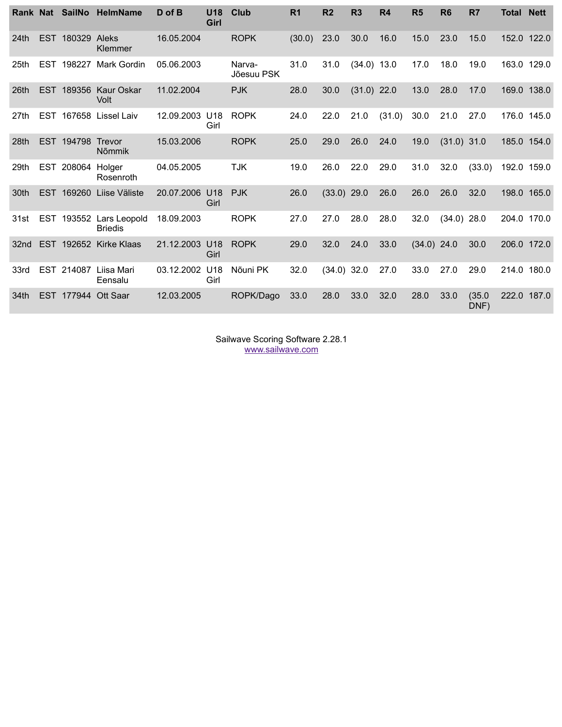| Rank | Nat | SailNo | HelmName | D of B | U18 Girl | Club | R1 | R2 | R3 | R4 | R5 | R6 | R7 | Total | Nett |
| --- | --- | --- | --- | --- | --- | --- | --- | --- | --- | --- | --- | --- | --- | --- | --- |
| 24th | EST | 180329 | Aleks Klemmer | 16.05.2004 | | ROPK | (30.0) | 23.0 | 30.0 | 16.0 | 15.0 | 23.0 | 15.0 | 152.0 | 122.0 |
| 25th | EST | 198227 | Mark Gordin | 05.06.2003 | | Narva-Jõesuu PSK | 31.0 | 31.0 | (34.0) | 13.0 | 17.0 | 18.0 | 19.0 | 163.0 | 129.0 |
| 26th | EST | 189356 | Kaur Oskar Volt | 11.02.2004 | | PJK | 28.0 | 30.0 | (31.0) | 22.0 | 13.0 | 28.0 | 17.0 | 169.0 | 138.0 |
| 27th | EST | 167658 | Lissel Laiv | 12.09.2003 | U18 Girl | ROPK | 24.0 | 22.0 | 21.0 | (31.0) | 30.0 | 21.0 | 27.0 | 176.0 | 145.0 |
| 28th | EST | 194798 | Trevor Nõmmik | 15.03.2006 | | ROPK | 25.0 | 29.0 | 26.0 | 24.0 | 19.0 | (31.0) | 31.0 | 185.0 | 154.0 |
| 29th | EST | 208064 | Holger Rosenroth | 04.05.2005 | | TJK | 19.0 | 26.0 | 22.0 | 29.0 | 31.0 | 32.0 | (33.0) | 192.0 | 159.0 |
| 30th | EST | 169260 | Liise Väliste | 20.07.2006 | U18 Girl | PJK | 26.0 | (33.0) | 29.0 | 26.0 | 26.0 | 26.0 | 32.0 | 198.0 | 165.0 |
| 31st | EST | 193552 | Lars Leopold Briedis | 18.09.2003 | | ROPK | 27.0 | 27.0 | 28.0 | 28.0 | 32.0 | (34.0) | 28.0 | 204.0 | 170.0 |
| 32nd | EST | 192652 | Kirke Klaas | 21.12.2003 | U18 Girl | ROPK | 29.0 | 32.0 | 24.0 | 33.0 | (34.0) | 24.0 | 30.0 | 206.0 | 172.0 |
| 33rd | EST | 214087 | Liisa Mari Eensalu | 03.12.2002 | U18 Girl | Nõuni PK | 32.0 | (34.0) | 32.0 | 27.0 | 33.0 | 27.0 | 29.0 | 214.0 | 180.0 |
| 34th | EST | 177944 | Ott Saar | 12.03.2005 | | ROPK/Dago | 33.0 | 28.0 | 33.0 | 32.0 | 28.0 | 33.0 | (35.0 DNF) | 222.0 | 187.0 |

Sailwave Scoring Software 2.28.1
www.sailwave.com